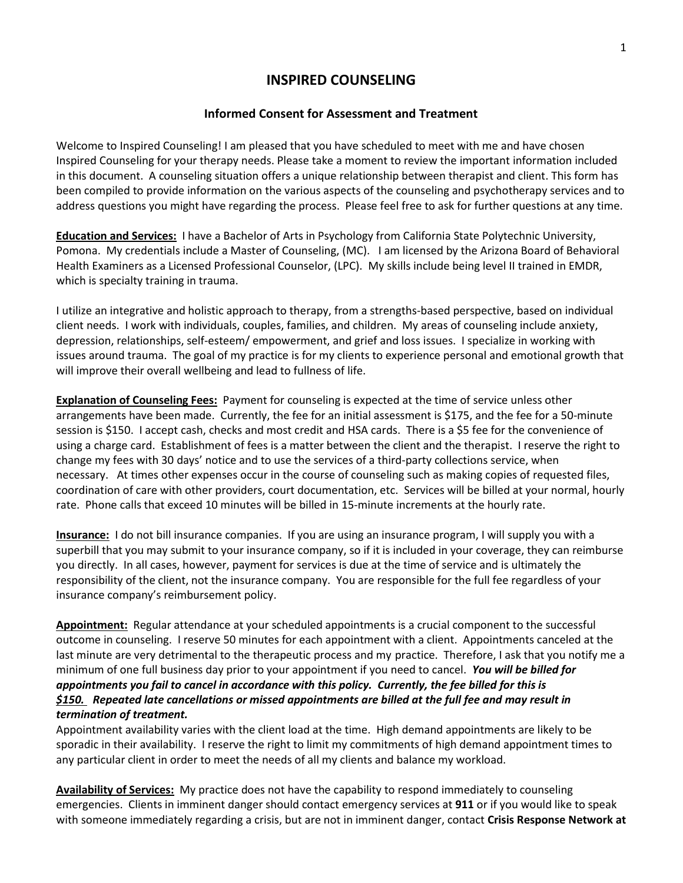# INSPIRED COUNSELING

## Informed Consent for Assessment and Treatment

Welcome to Inspired Counseling! I am pleased that you have scheduled to meet with me and have chosen Inspired Counseling for your therapy needs. Please take a moment to review the important information included in this document. A counseling situation offers a unique relationship between therapist and client. This form has been compiled to provide information on the various aspects of the counseling and psychotherapy services and to address questions you might have regarding the process. Please feel free to ask for further questions at any time.

**Education and Services:** I have a Bachelor of Arts in Psychology from California State Polytechnic University, Pomona. My credentials include a Master of Counseling, (MC). I am licensed by the Arizona Board of Behavioral Health Examiners as a Licensed Professional Counselor, (LPC). My skills include being level II trained in EMDR, which is specialty training in trauma.

I utilize an integrative and holistic approach to therapy, from a strengths-based perspective, based on individual client needs. I work with individuals, couples, families, and children. My areas of counseling include anxiety, depression, relationships, self-esteem/ empowerment, and grief and loss issues. I specialize in working with issues around trauma. The goal of my practice is for my clients to experience personal and emotional growth that will improve their overall wellbeing and lead to fullness of life.

**Explanation of Counseling Fees:** Payment for counseling is expected at the time of service unless other arrangements have been made. Currently, the fee for an initial assessment is $175, and the fee for a 50-minute session is $150. I accept cash, checks and most credit and HSA cards. There is a $5 fee for the convenience of using a charge card. Establishment of fees is a matter between the client and the therapist. I reserve the right to change my fees with 30 days' notice and to use the services of a third-party collections service, when necessary. At times other expenses occur in the course of counseling such as making copies of requested files, coordination of care with other providers, court documentation, etc. Services will be billed at your normal, hourly rate. Phone calls that exceed 10 minutes will be billed in 15-minute increments at the hourly rate.

**Insurance:** I do not bill insurance companies. If you are using an insurance program, I will supply you with a superbill that you may submit to your insurance company, so if it is included in your coverage, they can reimburse you directly. In all cases, however, payment for services is due at the time of service and is ultimately the responsibility of the client, not the insurance company. You are responsible for the full fee regardless of your insurance company's reimbursement policy.

**Appointment:** Regular attendance at your scheduled appointments is a crucial component to the successful outcome in counseling. I reserve 50 minutes for each appointment with a client. Appointments canceled at the last minute are very detrimental to the therapeutic process and my practice. Therefore, I ask that you notify me a minimum of one full business day prior to your appointment if you need to cancel. ***You will be billed for appointments you fail to cancel in accordance with this policy. Currently, the fee billed for this is $150. Repeated late cancellations or missed appointments are billed at the full fee and may result in termination of treatment.***

Appointment availability varies with the client load at the time. High demand appointments are likely to be sporadic in their availability. I reserve the right to limit my commitments of high demand appointment times to any particular client in order to meet the needs of all my clients and balance my workload.

**Availability of Services:** My practice does not have the capability to respond immediately to counseling emergencies. Clients in imminent danger should contact emergency services at **911** or if you would like to speak with someone immediately regarding a crisis, but are not in imminent danger, contact **Crisis Response Network at**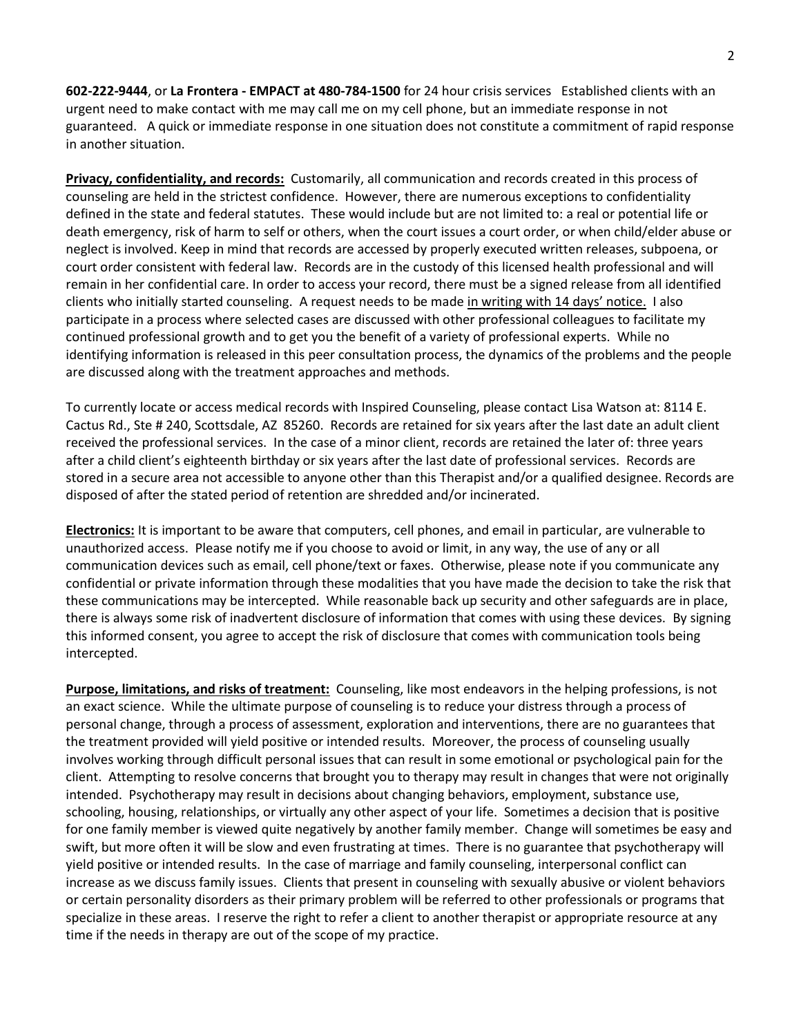**602-222-9444**, or **La Frontera - EMPACT at 480-784-1500** for 24 hour crisis services  Established clients with an urgent need to make contact with me may call me on my cell phone, but an immediate response in not guaranteed.  A quick or immediate response in one situation does not constitute a commitment of rapid response in another situation.

**Privacy, confidentiality, and records:** Customarily, all communication and records created in this process of counseling are held in the strictest confidence. However, there are numerous exceptions to confidentiality defined in the state and federal statutes. These would include but are not limited to: a real or potential life or death emergency, risk of harm to self or others, when the court issues a court order, or when child/elder abuse or neglect is involved. Keep in mind that records are accessed by properly executed written releases, subpoena, or court order consistent with federal law. Records are in the custody of this licensed health professional and will remain in her confidential care. In order to access your record, there must be a signed release from all identified clients who initially started counseling. A request needs to be made <u>in writing with 14 days' notice.</u> I also participate in a process where selected cases are discussed with other professional colleagues to facilitate my continued professional growth and to get you the benefit of a variety of professional experts. While no identifying information is released in this peer consultation process, the dynamics of the problems and the people are discussed along with the treatment approaches and methods.

To currently locate or access medical records with Inspired Counseling, please contact Lisa Watson at: 8114 E. Cactus Rd., Ste # 240, Scottsdale, AZ 85260. Records are retained for six years after the last date an adult client received the professional services. In the case of a minor client, records are retained the later of: three years after a child client's eighteenth birthday or six years after the last date of professional services. Records are stored in a secure area not accessible to anyone other than this Therapist and/or a qualified designee. Records are disposed of after the stated period of retention are shredded and/or incinerated.

**Electronics:** It is important to be aware that computers, cell phones, and email in particular, are vulnerable to unauthorized access. Please notify me if you choose to avoid or limit, in any way, the use of any or all communication devices such as email, cell phone/text or faxes. Otherwise, please note if you communicate any confidential or private information through these modalities that you have made the decision to take the risk that these communications may be intercepted. While reasonable back up security and other safeguards are in place, there is always some risk of inadvertent disclosure of information that comes with using these devices. By signing this informed consent, you agree to accept the risk of disclosure that comes with communication tools being intercepted.

**Purpose, limitations, and risks of treatment:** Counseling, like most endeavors in the helping professions, is not an exact science. While the ultimate purpose of counseling is to reduce your distress through a process of personal change, through a process of assessment, exploration and interventions, there are no guarantees that the treatment provided will yield positive or intended results. Moreover, the process of counseling usually involves working through difficult personal issues that can result in some emotional or psychological pain for the client. Attempting to resolve concerns that brought you to therapy may result in changes that were not originally intended. Psychotherapy may result in decisions about changing behaviors, employment, substance use, schooling, housing, relationships, or virtually any other aspect of your life. Sometimes a decision that is positive for one family member is viewed quite negatively by another family member. Change will sometimes be easy and swift, but more often it will be slow and even frustrating at times. There is no guarantee that psychotherapy will yield positive or intended results. In the case of marriage and family counseling, interpersonal conflict can increase as we discuss family issues. Clients that present in counseling with sexually abusive or violent behaviors or certain personality disorders as their primary problem will be referred to other professionals or programs that specialize in these areas. I reserve the right to refer a client to another therapist or appropriate resource at any time if the needs in therapy are out of the scope of my practice.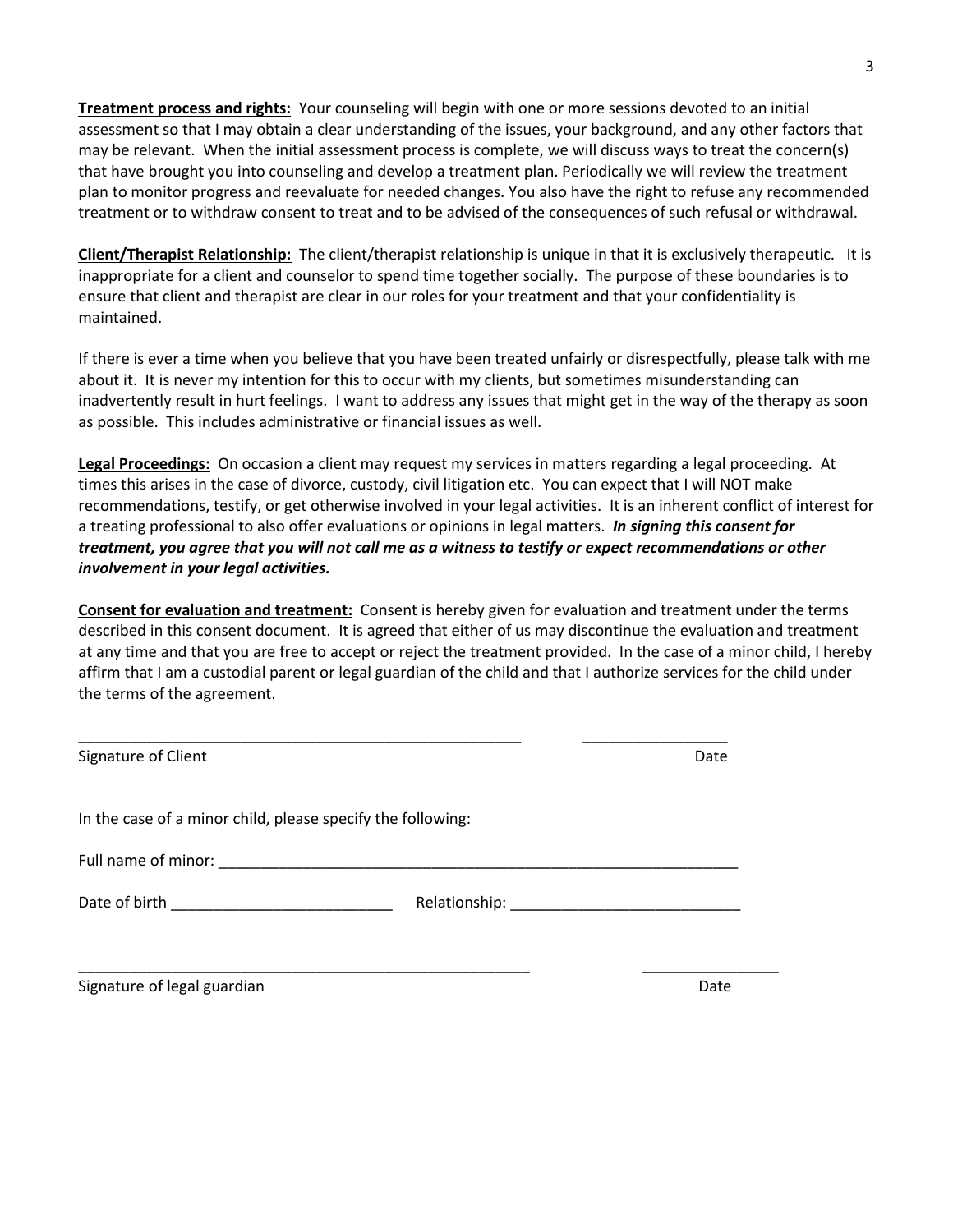**Treatment process and rights:** Your counseling will begin with one or more sessions devoted to an initial assessment so that I may obtain a clear understanding of the issues, your background, and any other factors that may be relevant. When the initial assessment process is complete, we will discuss ways to treat the concern(s) that have brought you into counseling and develop a treatment plan. Periodically we will review the treatment plan to monitor progress and reevaluate for needed changes. You also have the right to refuse any recommended treatment or to withdraw consent to treat and to be advised of the consequences of such refusal or withdrawal.

**Client/Therapist Relationship:** The client/therapist relationship is unique in that it is exclusively therapeutic. It is inappropriate for a client and counselor to spend time together socially. The purpose of these boundaries is to ensure that client and therapist are clear in our roles for your treatment and that your confidentiality is maintained.

If there is ever a time when you believe that you have been treated unfairly or disrespectfully, please talk with me about it. It is never my intention for this to occur with my clients, but sometimes misunderstanding can inadvertently result in hurt feelings. I want to address any issues that might get in the way of the therapy as soon as possible. This includes administrative or financial issues as well.

**Legal Proceedings:** On occasion a client may request my services in matters regarding a legal proceeding. At times this arises in the case of divorce, custody, civil litigation etc. You can expect that I will NOT make recommendations, testify, or get otherwise involved in your legal activities. It is an inherent conflict of interest for a treating professional to also offer evaluations or opinions in legal matters. ***In signing this consent for treatment, you agree that you will not call me as a witness to testify or expect recommendations or other involvement in your legal activities.***

**Consent for evaluation and treatment:** Consent is hereby given for evaluation and treatment under the terms described in this consent document. It is agreed that either of us may discontinue the evaluation and treatment at any time and that you are free to accept or reject the treatment provided. In the case of a minor child, I hereby affirm that I am a custodial parent or legal guardian of the child and that I authorize services for the child under the terms of the agreement.

_______________________________________________________ _________________

Signature of Client Date

In the case of a minor child, please specify the following:

Full name of minor: _______________________________________________________________

Date of birth __________________________ Relationship: ___________________________

_______________________________________________________ ________________

Signature of legal guardian Date